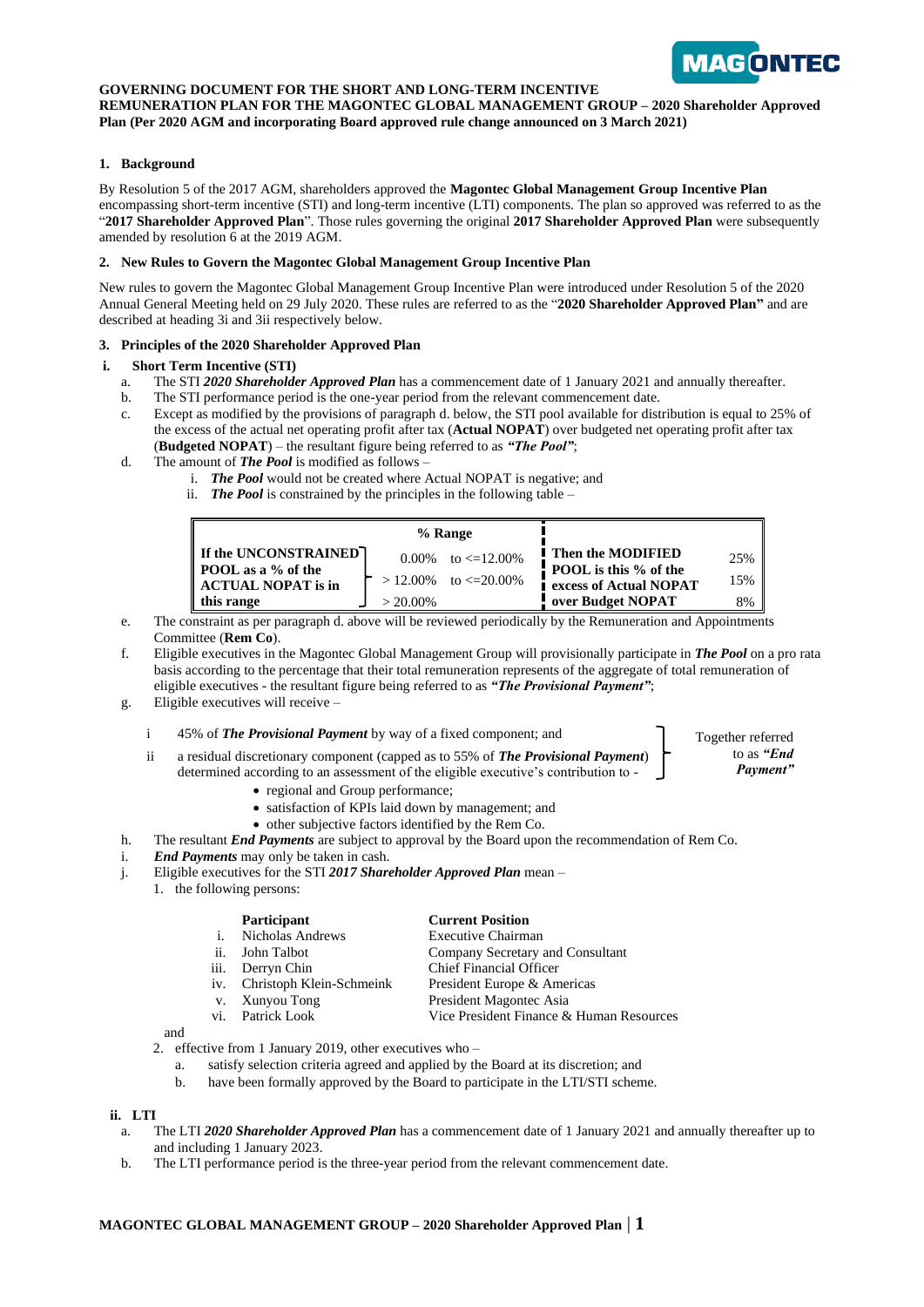**GOVERNING DOCUMENT FOR THE SHORT AND LONG-TERM INCENTIVE REMUNERATION PLAN FOR THE MAGONTEC GLOBAL MANAGEMENT GROUP – 2020 Shareholder Approved Plan (Per 2020 AGM and incorporating Board approved rule change announced on 3 March 2021)**

## 1. Background

By Resolution 5 of the 2017 AGM, shareholders approved the **Magontec Global Management Group Incentive Plan** encompassing short-term incentive (STI) and long-term incentive (LTI) components. The plan so approved was referred to as the "**2017 Shareholder Approved Plan**". Those rules governing the original **2017 Shareholder Approved Plan** were subsequently amended by resolution 6 at the 2019 AGM.

## 2. New Rules to Govern the Magontec Global Management Group Incentive Plan

New rules to govern the Magontec Global Management Group Incentive Plan were introduced under Resolution 5 of the 2020 Annual General Meeting held on 29 July 2020. These rules are referred to as the "**2020 Shareholder Approved Plan"** and are described at heading 3i and 3ii respectively below.

## 3. Principles of the 2020 Shareholder Approved Plan

### i. Short Term Incentive (STI)

a. The STI ***2020 Shareholder Approved Plan*** has a commencement date of 1 January 2021 and annually thereafter.

b. The STI performance period is the one-year period from the relevant commencement date.

c. Except as modified by the provisions of paragraph d. below, the STI pool available for distribution is equal to 25% of the excess of the actual net operating profit after tax (**Actual NOPAT**) over budgeted net operating profit after tax (**Budgeted NOPAT**) – the resultant figure being referred to as ***"The Pool"***;

d. The amount of ***The Pool*** is modified as follows –

   i. ***The Pool*** would not be created where Actual NOPAT is negative; and

   ii. ***The Pool*** is constrained by the principles in the following table –

| | % Range | | |
|---|---|---|---|
| **If the UNCONSTRAINED POOL as a % of the ACTUAL NOPAT is in this range** | 0.00% to <=12.00% | **Then the MODIFIED POOL is this % of the excess of Actual NOPAT over Budget NOPAT** | 25% |
| | > 12.00% to <=20.00% | | 15% |
| | > 20.00% | | 8% |

e. The constraint as per paragraph d. above will be reviewed periodically by the Remuneration and Appointments Committee (**Rem Co**).

f. Eligible executives in the Magontec Global Management Group will provisionally participate in ***The Pool*** on a pro rata basis according to the percentage that their total remuneration represents of the aggregate of total remuneration of eligible executives - the resultant figure being referred to as ***"The Provisional Payment"***;

g. Eligible executives will receive –

   i 45% of ***The Provisional Payment*** by way of a fixed component; and

   ii a residual discretionary component (capped as to 55% of ***The Provisional Payment***) determined according to an assessment of the eligible executive's contribution to -

   - regional and Group performance;
   - satisfaction of KPIs laid down by management; and
   - other subjective factors identified by the Rem Co.

   (i and ii together referred to as ***"End Payment"***)

h. The resultant ***End Payments*** are subject to approval by the Board upon the recommendation of Rem Co.

i. ***End Payments*** may only be taken in cash.

j. Eligible executives for the STI ***2017 Shareholder Approved Plan*** mean –

   1. the following persons:

| | Participant | Current Position |
|---|---|---|
| i. | Nicholas Andrews | Executive Chairman |
| ii. | John Talbot | Company Secretary and Consultant |
| iii. | Derryn Chin | Chief Financial Officer |
| iv. | Christoph Klein-Schmeink | President Europe & Americas |
| v. | Xunyou Tong | President Magontec Asia |
| vi. | Patrick Look | Vice President Finance & Human Resources |

   and

   2. effective from 1 January 2019, other executives who –

      a. satisfy selection criteria agreed and applied by the Board at its discretion; and

      b. have been formally approved by the Board to participate in the LTI/STI scheme.

### ii. LTI

a. The LTI ***2020 Shareholder Approved Plan*** has a commencement date of 1 January 2021 and annually thereafter up to and including 1 January 2023.

b. The LTI performance period is the three-year period from the relevant commencement date.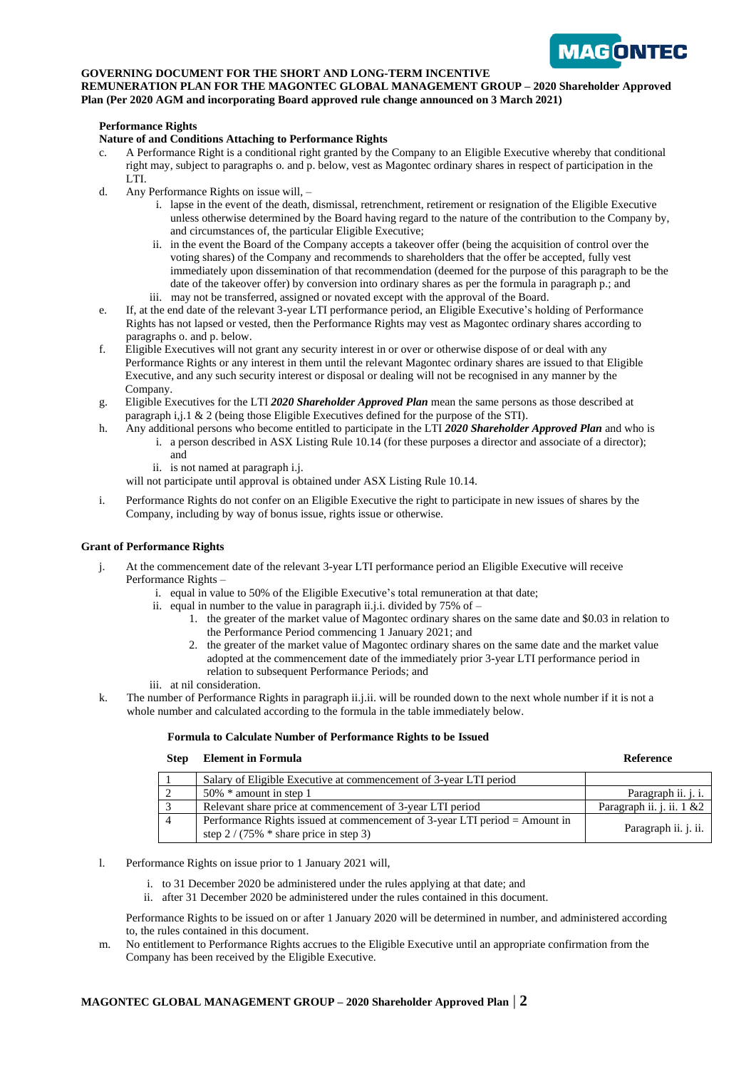**GOVERNING DOCUMENT FOR THE SHORT AND LONG-TERM INCENTIVE REMUNERATION PLAN FOR THE MAGONTEC GLOBAL MANAGEMENT GROUP – 2020 Shareholder Approved Plan (Per 2020 AGM and incorporating Board approved rule change announced on 3 March 2021)**

### Performance Rights

**Nature of and Conditions Attaching to Performance Rights**

c. A Performance Right is a conditional right granted by the Company to an Eligible Executive whereby that conditional right may, subject to paragraphs o. and p. below, vest as Magontec ordinary shares in respect of participation in the LTI.

d. Any Performance Rights on issue will, –
   i. lapse in the event of the death, dismissal, retrenchment, retirement or resignation of the Eligible Executive unless otherwise determined by the Board having regard to the nature of the contribution to the Company by, and circumstances of, the particular Eligible Executive;
   ii. in the event the Board of the Company accepts a takeover offer (being the acquisition of control over the voting shares) of the Company and recommends to shareholders that the offer be accepted, fully vest immediately upon dissemination of that recommendation (deemed for the purpose of this paragraph to be the date of the takeover offer) by conversion into ordinary shares as per the formula in paragraph p.; and
   iii. may not be transferred, assigned or novated except with the approval of the Board.

e. If, at the end date of the relevant 3-year LTI performance period, an Eligible Executive's holding of Performance Rights has not lapsed or vested, then the Performance Rights may vest as Magontec ordinary shares according to paragraphs o. and p. below.

f. Eligible Executives will not grant any security interest in or over or otherwise dispose of or deal with any Performance Rights or any interest in them until the relevant Magontec ordinary shares are issued to that Eligible Executive, and any such security interest or disposal or dealing will not be recognised in any manner by the Company.

g. Eligible Executives for the LTI ***2020 Shareholder Approved Plan*** mean the same persons as those described at paragraph i,j.1 & 2 (being those Eligible Executives defined for the purpose of the STI).

h. Any additional persons who become entitled to participate in the LTI ***2020 Shareholder Approved Plan*** and who is
   i. a person described in ASX Listing Rule 10.14 (for these purposes a director and associate of a director); and
   ii. is not named at paragraph i.j.

   will not participate until approval is obtained under ASX Listing Rule 10.14.

i. Performance Rights do not confer on an Eligible Executive the right to participate in new issues of shares by the Company, including by way of bonus issue, rights issue or otherwise.

### Grant of Performance Rights

j. At the commencement date of the relevant 3-year LTI performance period an Eligible Executive will receive Performance Rights –
   i. equal in value to 50% of the Eligible Executive's total remuneration at that date;
   ii. equal in number to the value in paragraph ii.j.i. divided by 75% of –
      1. the greater of the market value of Magontec ordinary shares on the same date and $0.03 in relation to the Performance Period commencing 1 January 2021; and
      2. the greater of the market value of Magontec ordinary shares on the same date and the market value adopted at the commencement date of the immediately prior 3-year LTI performance period in relation to subsequent Performance Periods; and
   iii. at nil consideration.

k. The number of Performance Rights in paragraph ii.j.ii. will be rounded down to the next whole number if it is not a whole number and calculated according to the formula in the table immediately below.

**Formula to Calculate Number of Performance Rights to be Issued**

| Step | Element in Formula | Reference |
|---|---|---|
| 1 | Salary of Eligible Executive at commencement of 3-year LTI period | |
| 2 | 50% * amount in step 1 | Paragraph ii. j. i. |
| 3 | Relevant share price at commencement of 3-year LTI period | Paragraph ii. j. ii. 1 &2 |
| 4 | Performance Rights issued at commencement of 3-year LTI period = Amount in step 2 / (75% * share price in step 3) | Paragraph ii. j. ii. |

l. Performance Rights on issue prior to 1 January 2021 will,
   i. to 31 December 2020 be administered under the rules applying at that date; and
   ii. after 31 December 2020 be administered under the rules contained in this document.

   Performance Rights to be issued on or after 1 January 2020 will be determined in number, and administered according to, the rules contained in this document.

m. No entitlement to Performance Rights accrues to the Eligible Executive until an appropriate confirmation from the Company has been received by the Eligible Executive.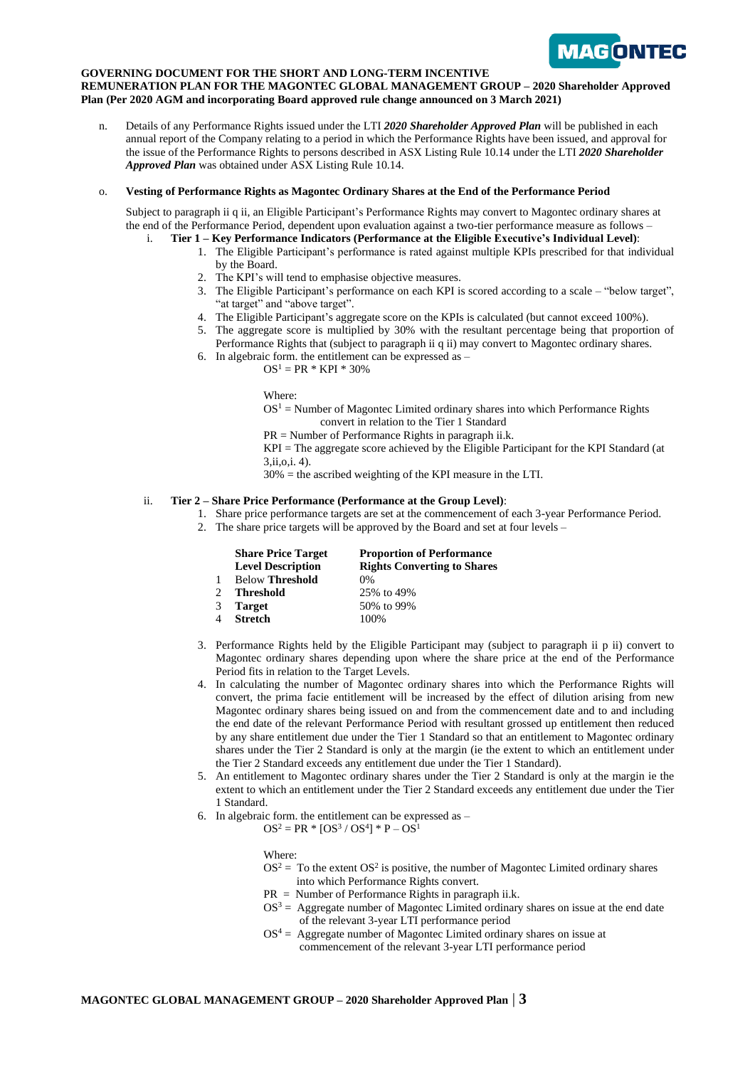n. Details of any Performance Rights issued under the LTI ***2020 Shareholder Approved Plan*** will be published in each annual report of the Company relating to a period in which the Performance Rights have been issued, and approval for the issue of the Performance Rights to persons described in ASX Listing Rule 10.14 under the LTI ***2020 Shareholder Approved Plan*** was obtained under ASX Listing Rule 10.14.

o. **Vesting of Performance Rights as Magontec Ordinary Shares at the End of the Performance Period**

Subject to paragraph ii q ii, an Eligible Participant's Performance Rights may convert to Magontec ordinary shares at the end of the Performance Period, dependent upon evaluation against a two-tier performance measure as follows –

i. **Tier 1 – Key Performance Indicators (Performance at the Eligible Executive's Individual Level)**:

1. The Eligible Participant's performance is rated against multiple KPIs prescribed for that individual by the Board.
2. The KPI's will tend to emphasise objective measures.
3. The Eligible Participant's performance on each KPI is scored according to a scale – "below target", "at target" and "above target".
4. The Eligible Participant's aggregate score on the KPIs is calculated (but cannot exceed 100%).
5. The aggregate score is multiplied by 30% with the resultant percentage being that proportion of Performance Rights that (subject to paragraph ii q ii) may convert to Magontec ordinary shares.
6. In algebraic form. the entitlement can be expressed as –

$$OS^1 = PR * KPI * 30\%$$

Where:

$OS^1$ = Number of Magontec Limited ordinary shares into which Performance Rights convert in relation to the Tier 1 Standard

PR = Number of Performance Rights in paragraph ii.k.

KPI = The aggregate score achieved by the Eligible Participant for the KPI Standard (at 3,ii,o,i. 4).

30% = the ascribed weighting of the KPI measure in the LTI.

ii. **Tier 2 – Share Price Performance (Performance at the Group Level)**:

1. Share price performance targets are set at the commencement of each 3-year Performance Period.
2. The share price targets will be approved by the Board and set at four levels –

| | Share Price Target Level Description | Proportion of Performance Rights Converting to Shares |
|---|---|---|
| 1 | Below **Threshold** | 0% |
| 2 | **Threshold** | 25% to 49% |
| 3 | **Target** | 50% to 99% |
| 4 | **Stretch** | 100% |

3. Performance Rights held by the Eligible Participant may (subject to paragraph ii p ii) convert to Magontec ordinary shares depending upon where the share price at the end of the Performance Period fits in relation to the Target Levels.
4. In calculating the number of Magontec ordinary shares into which the Performance Rights will convert, the prima facie entitlement will be increased by the effect of dilution arising from new Magontec ordinary shares being issued on and from the commencement date and to and including the end date of the relevant Performance Period with resultant grossed up entitlement then reduced by any share entitlement due under the Tier 1 Standard so that an entitlement to Magontec ordinary shares under the Tier 2 Standard is only at the margin (ie the extent to which an entitlement under the Tier 2 Standard exceeds any entitlement due under the Tier 1 Standard).
5. An entitlement to Magontec ordinary shares under the Tier 2 Standard is only at the margin ie the extent to which an entitlement under the Tier 2 Standard exceeds any entitlement due under the Tier 1 Standard.
6. In algebraic form. the entitlement can be expressed as –

$$OS^2 = PR * [OS^3 / OS^4] * P - OS^1$$

Where:

$OS^2$ = To the extent $OS^2$ is positive, the number of Magontec Limited ordinary shares into which Performance Rights convert.

PR = Number of Performance Rights in paragraph ii.k.

$OS^3$ = Aggregate number of Magontec Limited ordinary shares on issue at the end date of the relevant 3-year LTI performance period

$OS^4$ = Aggregate number of Magontec Limited ordinary shares on issue at commencement of the relevant 3-year LTI performance period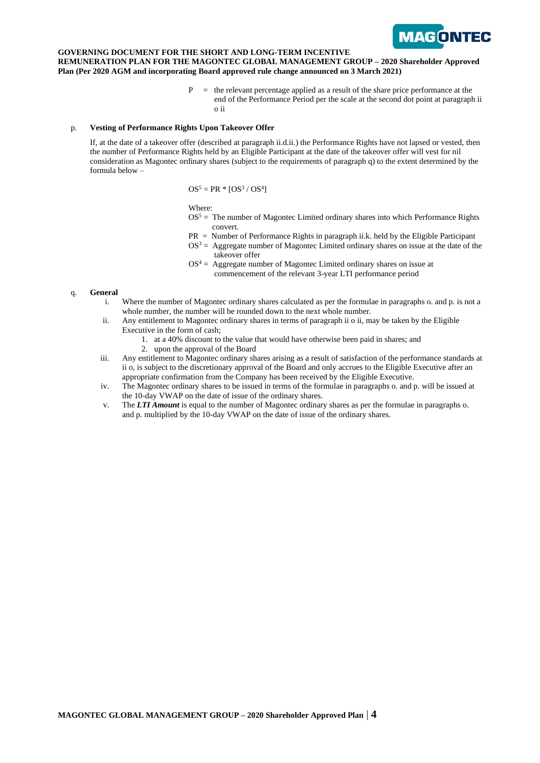P = the relevant percentage applied as a result of the share price performance at the end of the Performance Period per the scale at the second dot point at paragraph ii o ii

p. **Vesting of Performance Rights Upon Takeover Offer**

If, at the date of a takeover offer (described at paragraph ii.d.ii.) the Performance Rights have not lapsed or vested, then the number of Performance Rights held by an Eligible Participant at the date of the takeover offer will vest for nil consideration as Magontec ordinary shares (subject to the requirements of paragraph q) to the extent determined by the formula below –

$$OS^5 = PR * [OS^3 / OS^4]$$

Where:

$OS^5$ = The number of Magontec Limited ordinary shares into which Performance Rights convert.

PR = Number of Performance Rights in paragraph ii.k. held by the Eligible Participant

$OS^3$ = Aggregate number of Magontec Limited ordinary shares on issue at the date of the takeover offer

$OS^4$ = Aggregate number of Magontec Limited ordinary shares on issue at commencement of the relevant 3-year LTI performance period

q. **General**

i. Where the number of Magontec ordinary shares calculated as per the formulae in paragraphs o. and p. is not a whole number, the number will be rounded down to the next whole number.

ii. Any entitlement to Magontec ordinary shares in terms of paragraph ii o ii, may be taken by the Eligible Executive in the form of cash;
   1. at a 40% discount to the value that would have otherwise been paid in shares; and
   2. upon the approval of the Board

iii. Any entitlement to Magontec ordinary shares arising as a result of satisfaction of the performance standards at ii o, is subject to the discretionary approval of the Board and only accrues to the Eligible Executive after an appropriate confirmation from the Company has been received by the Eligible Executive.

iv. The Magontec ordinary shares to be issued in terms of the formulae in paragraphs o. and p. will be issued at the 10-day VWAP on the date of issue of the ordinary shares.

v. The ***LTI Amount*** is equal to the number of Magontec ordinary shares as per the formulae in paragraphs o. and p. multiplied by the 10-day VWAP on the date of issue of the ordinary shares.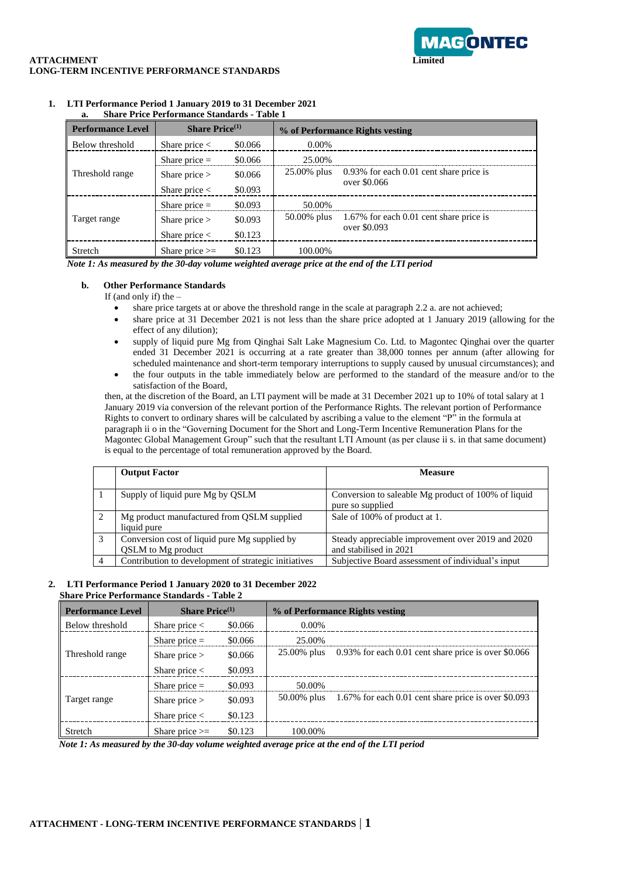**ATTACHMENT**
**LONG-TERM INCENTIVE PERFORMANCE STANDARDS**

MAGONTEC Limited

## 1. LTI Performance Period 1 January 2019 to 31 December 2021

### a. Share Price Performance Standards - Table 1

| Performance Level | Share Price(1) | | % of Performance Rights vesting | |
|---|---|---|---|---|
| Below threshold | Share price < | $0.066 | 0.00% | |
| Threshold range | Share price = | $0.066 | 25.00% | |
| | Share price > | $0.066 | 25.00% plus | 0.93% for each 0.01 cent share price is over $0.066 |
| | Share price < | $0.093 | | |
| Target range | Share price = | $0.093 | 50.00% | |
| | Share price > | $0.093 | 50.00% plus | 1.67% for each 0.01 cent share price is over $0.093 |
| | Share price < | $0.123 | | |
| Stretch | Share price >= | $0.123 | 100.00% | |

*Note 1: As measured by the 30-day volume weighted average price at the end of the LTI period*

### b. Other Performance Standards

If (and only if) the –

- share price targets at or above the threshold range in the scale at paragraph 2.2 a. are not achieved;
- share price at 31 December 2021 is not less than the share price adopted at 1 January 2019 (allowing for the effect of any dilution);
- supply of liquid pure Mg from Qinghai Salt Lake Magnesium Co. Ltd. to Magontec Qinghai over the quarter ended 31 December 2021 is occurring at a rate greater than 38,000 tonnes per annum (after allowing for scheduled maintenance and short-term temporary interruptions to supply caused by unusual circumstances); and
- the four outputs in the table immediately below are performed to the standard of the measure and/or to the satisfaction of the Board,

then, at the discretion of the Board, an LTI payment will be made at 31 December 2021 up to 10% of total salary at 1 January 2019 via conversion of the relevant portion of the Performance Rights. The relevant portion of Performance Rights to convert to ordinary shares will be calculated by ascribing a value to the element "P" in the formula at paragraph ii o in the "Governing Document for the Short and Long-Term Incentive Remuneration Plans for the Magontec Global Management Group" such that the resultant LTI Amount (as per clause ii s. in that same document) is equal to the percentage of total remuneration approved by the Board.

| | Output Factor | Measure |
|---|---|---|
| 1 | Supply of liquid pure Mg by QSLM | Conversion to saleable Mg product of 100% of liquid pure so supplied |
| 2 | Mg product manufactured from QSLM supplied liquid pure | Sale of 100% of product at 1. |
| 3 | Conversion cost of liquid pure Mg supplied by QSLM to Mg product | Steady appreciable improvement over 2019 and 2020 and stabilised in 2021 |
| 4 | Contribution to development of strategic initiatives | Subjective Board assessment of individual's input |

## 2. LTI Performance Period 1 January 2020 to 31 December 2022

**Share Price Performance Standards - Table 2**

| Performance Level | Share Price(1) | | % of Performance Rights vesting | |
|---|---|---|---|---|
| Below threshold | Share price < | $0.066 | 0.00% | |
| Threshold range | Share price = | $0.066 | 25.00% | |
| | Share price > | $0.066 | 25.00% plus | 0.93% for each 0.01 cent share price is over $0.066 |
| | Share price < | $0.093 | | |
| Target range | Share price = | $0.093 | 50.00% | |
| | Share price > | $0.093 | 50.00% plus | 1.67% for each 0.01 cent share price is over $0.093 |
| | Share price < | $0.123 | | |
| Stretch | Share price >= | $0.123 | 100.00% | |

*Note 1: As measured by the 30-day volume weighted average price at the end of the LTI period*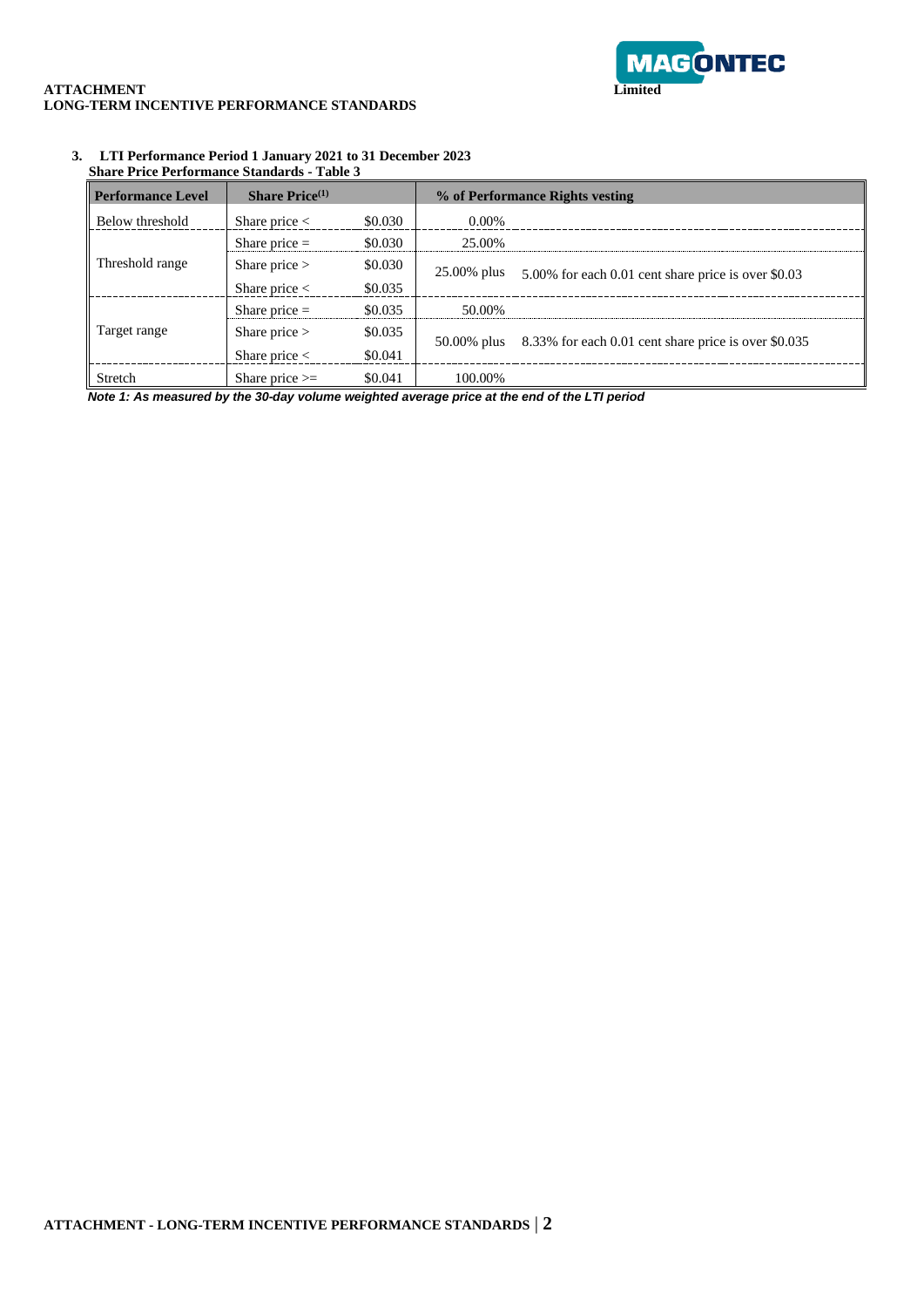**ATTACHMENT**
**LONG-TERM INCENTIVE PERFORMANCE STANDARDS**

### 3. LTI Performance Period 1 January 2021 to 31 December 2023

**Share Price Performance Standards - Table 3**

| Performance Level | Share Price[1] | | % of Performance Rights vesting | |
|---|---|---|---|---|
| Below threshold | Share price < | \$0.030 | 0.00% | |
| Threshold range | Share price = | \$0.030 | 25.00% | |
| | Share price > | \$0.030 | 25.00% plus | 5.00% for each 0.01 cent share price is over \$0.03 |
| | Share price < | \$0.035 | | |
| Target range | Share price = | \$0.035 | 50.00% | |
| | Share price > | \$0.035 | 50.00% plus | 8.33% for each 0.01 cent share price is over \$0.035 |
| | Share price < | \$0.041 | | |
| Stretch | Share price >= | \$0.041 | 100.00% | |

*Note 1: As measured by the 30-day volume weighted average price at the end of the LTI period*